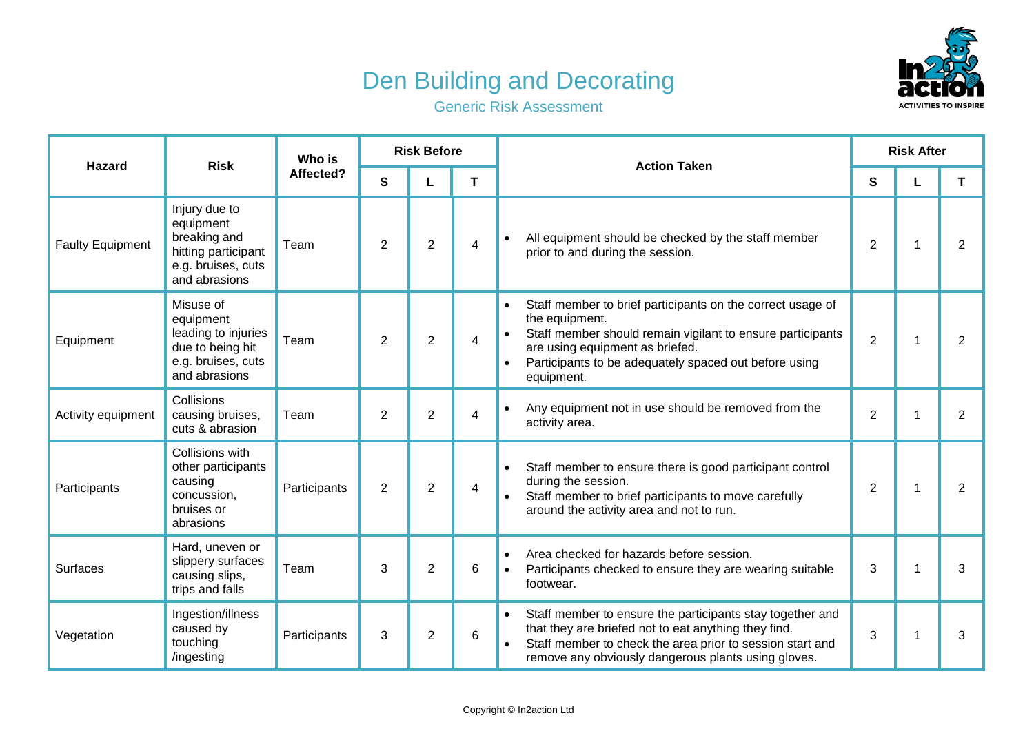# Den Building and Decorating

## Generic Risk Assessment

| Hazard | Risk | Who is Affected? | Risk Before | | | Action Taken | Risk After | | |
|---|---|---|---|---|---|---|---|---|---|
| | | | S | L | T | | S | L | T |
| Faulty Equipment | Injury due to equipment breaking and hitting participant e.g. bruises, cuts and abrasions | Team | 2 | 2 | 4 | • All equipment should be checked by the staff member prior to and during the session. | 2 | 1 | 2 |
| Equipment | Misuse of equipment leading to injuries due to being hit e.g. bruises, cuts and abrasions | Team | 2 | 2 | 4 | • Staff member to brief participants on the correct usage of the equipment.<br>• Staff member should remain vigilant to ensure participants are using equipment as briefed.<br>• Participants to be adequately spaced out before using equipment. | 2 | 1 | 2 |
| Activity equipment | Collisions causing bruises, cuts & abrasion | Team | 2 | 2 | 4 | • Any equipment not in use should be removed from the activity area. | 2 | 1 | 2 |
| Participants | Collisions with other participants causing concussion, bruises or abrasions | Participants | 2 | 2 | 4 | • Staff member to ensure there is good participant control during the session.<br>• Staff member to brief participants to move carefully around the activity area and not to run. | 2 | 1 | 2 |
| Surfaces | Hard, uneven or slippery surfaces causing slips, trips and falls | Team | 3 | 2 | 6 | • Area checked for hazards before session.<br>• Participants checked to ensure they are wearing suitable footwear. | 3 | 1 | 3 |
| Vegetation | Ingestion/illness caused by touching /ingesting | Participants | 3 | 2 | 6 | • Staff member to ensure the participants stay together and that they are briefed not to eat anything they find.<br>• Staff member to check the area prior to session start and remove any obviously dangerous plants using gloves. | 3 | 1 | 3 |

Copyright © In2action Ltd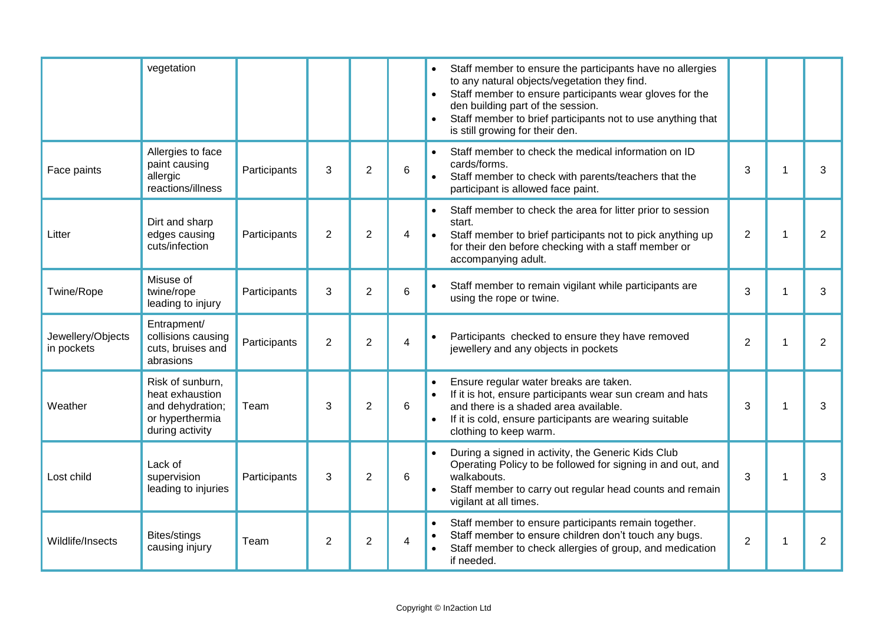| | | | | | | | | | |
|---|---|---|---|---|---|---|---|---|---|
| | vegetation | | | | | • Staff member to ensure the participants have no allergies to any natural objects/vegetation they find.<br>• Staff member to ensure participants wear gloves for the den building part of the session.<br>• Staff member to brief participants not to use anything that is still growing for their den. | | | |
| Face paints | Allergies to face paint causing allergic reactions/illness | Participants | 3 | 2 | 6 | • Staff member to check the medical information on ID cards/forms.<br>• Staff member to check with parents/teachers that the participant is allowed face paint. | 3 | 1 | 3 |
| Litter | Dirt and sharp edges causing cuts/infection | Participants | 2 | 2 | 4 | • Staff member to check the area for litter prior to session start.<br>• Staff member to brief participants not to pick anything up for their den before checking with a staff member or accompanying adult. | 2 | 1 | 2 |
| Twine/Rope | Misuse of twine/rope leading to injury | Participants | 3 | 2 | 6 | • Staff member to remain vigilant while participants are using the rope or twine. | 3 | 1 | 3 |
| Jewellery/Objects in pockets | Entrapment/ collisions causing cuts, bruises and abrasions | Participants | 2 | 2 | 4 | • Participants checked to ensure they have removed jewellery and any objects in pockets | 2 | 1 | 2 |
| Weather | Risk of sunburn, heat exhaustion and dehydration; or hyperthermia during activity | Team | 3 | 2 | 6 | • Ensure regular water breaks are taken.<br>• If it is hot, ensure participants wear sun cream and hats and there is a shaded area available.<br>• If it is cold, ensure participants are wearing suitable clothing to keep warm. | 3 | 1 | 3 |
| Lost child | Lack of supervision leading to injuries | Participants | 3 | 2 | 6 | • During a signed in activity, the Generic Kids Club Operating Policy to be followed for signing in and out, and walkabouts.<br>• Staff member to carry out regular head counts and remain vigilant at all times. | 3 | 1 | 3 |
| Wildlife/Insects | Bites/stings causing injury | Team | 2 | 2 | 4 | • Staff member to ensure participants remain together.<br>• Staff member to ensure children don't touch any bugs.<br>• Staff member to check allergies of group, and medication if needed. | 2 | 1 | 2 |

Copyright © In2action Ltd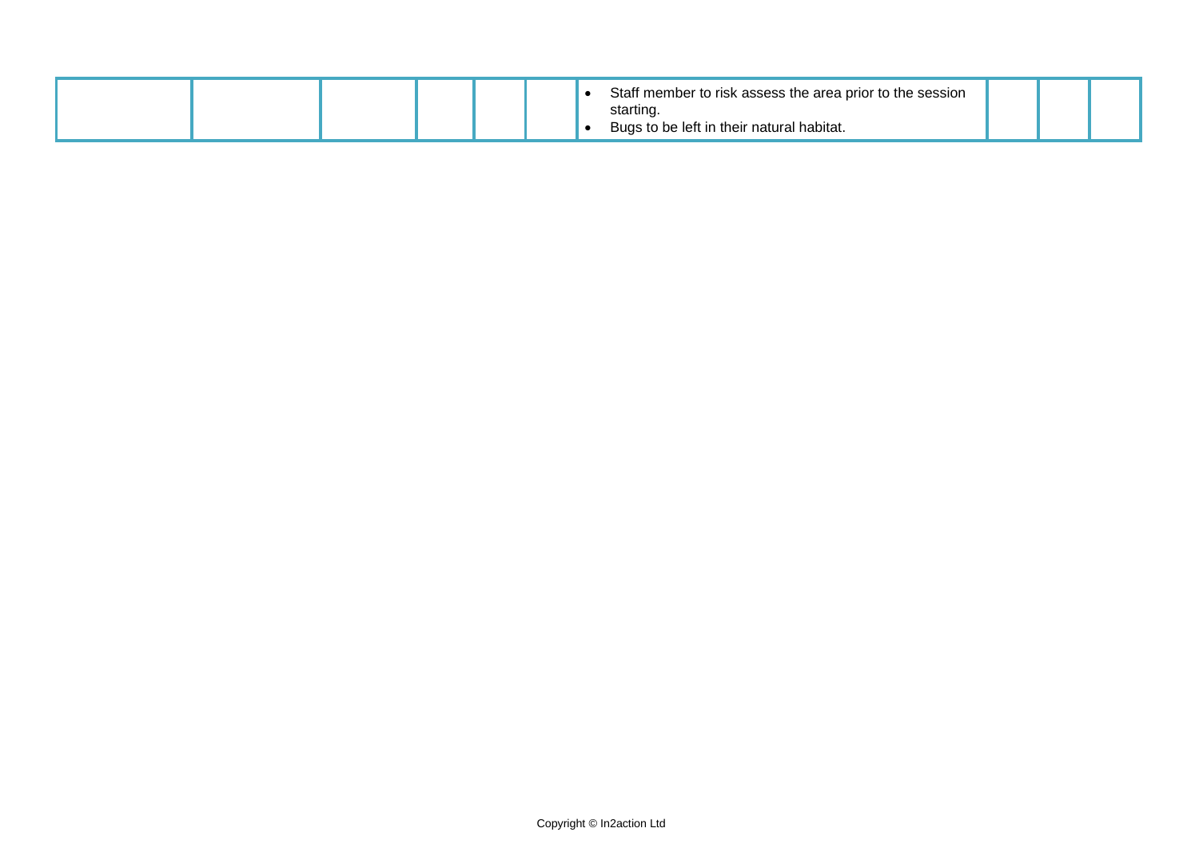| | | | | | | | | | |
|---|---|---|---|---|---|---|---|---|---|
| | | | | | | • Staff member to risk assess the area prior to the session starting.<br>• Bugs to be left in their natural habitat. | | | |

Copyright © In2action Ltd